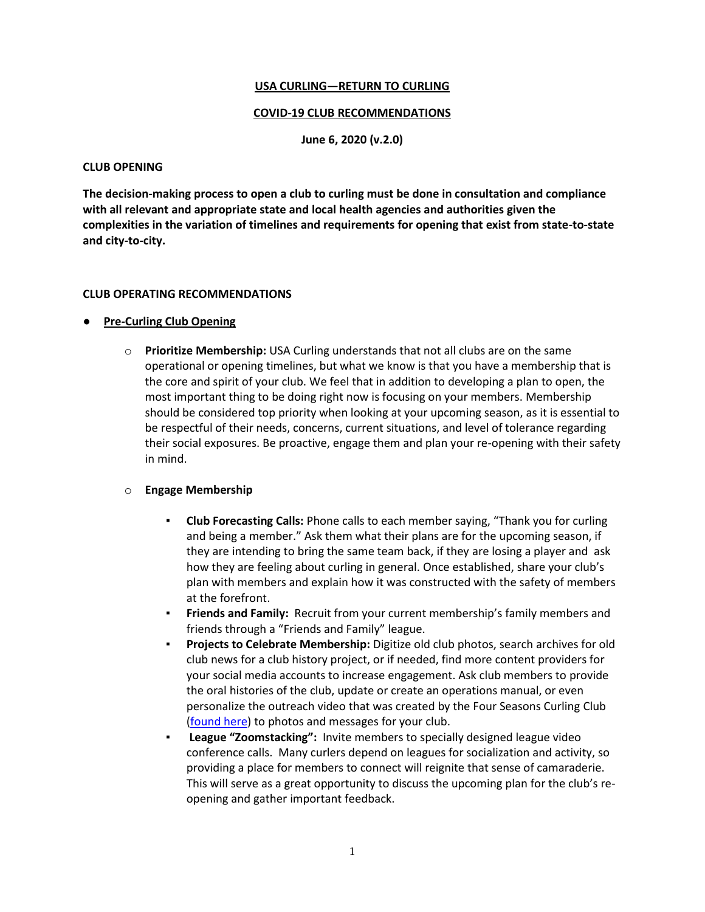# USA CURLING—RETURN TO CURLING

## COVID-19 CLUB RECOMMENDATIONS

**June 6, 2020 (v.2.0)**

## CLUB OPENING

**The decision-making process to open a club to curling must be done in consultation and compliance with all relevant and appropriate state and local health agencies and authorities given the complexities in the variation of timelines and requirements for opening that exist from state-to-state and city-to-city.**

## CLUB OPERATING RECOMMENDATIONS

- **Pre-Curling Club Opening**
  - **Prioritize Membership:** USA Curling understands that not all clubs are on the same operational or opening timelines, but what we know is that you have a membership that is the core and spirit of your club. We feel that in addition to developing a plan to open, the most important thing to be doing right now is focusing on your members. Membership should be considered top priority when looking at your upcoming season, as it is essential to be respectful of their needs, concerns, current situations, and level of tolerance regarding their social exposures. Be proactive, engage them and plan your re-opening with their safety in mind.
  - **Engage Membership**
    - **Club Forecasting Calls:** Phone calls to each member saying, "Thank you for curling and being a member." Ask them what their plans are for the upcoming season, if they are intending to bring the same team back, if they are losing a player and ask how they are feeling about curling in general. Once established, share your club's plan with members and explain how it was constructed with the safety of members at the forefront.
    - **Friends and Family:** Recruit from your current membership's family members and friends through a "Friends and Family" league.
    - **Projects to Celebrate Membership:** Digitize old club photos, search archives for old club news for a club history project, or if needed, find more content providers for your social media accounts to increase engagement. Ask club members to provide the oral histories of the club, update or create an operations manual, or even personalize the outreach video that was created by the Four Seasons Curling Club (found here) to photos and messages for your club.
    - **League "Zoomstacking":** Invite members to specially designed league video conference calls. Many curlers depend on leagues for socialization and activity, so providing a place for members to connect will reignite that sense of camaraderie. This will serve as a great opportunity to discuss the upcoming plan for the club's re-opening and gather important feedback.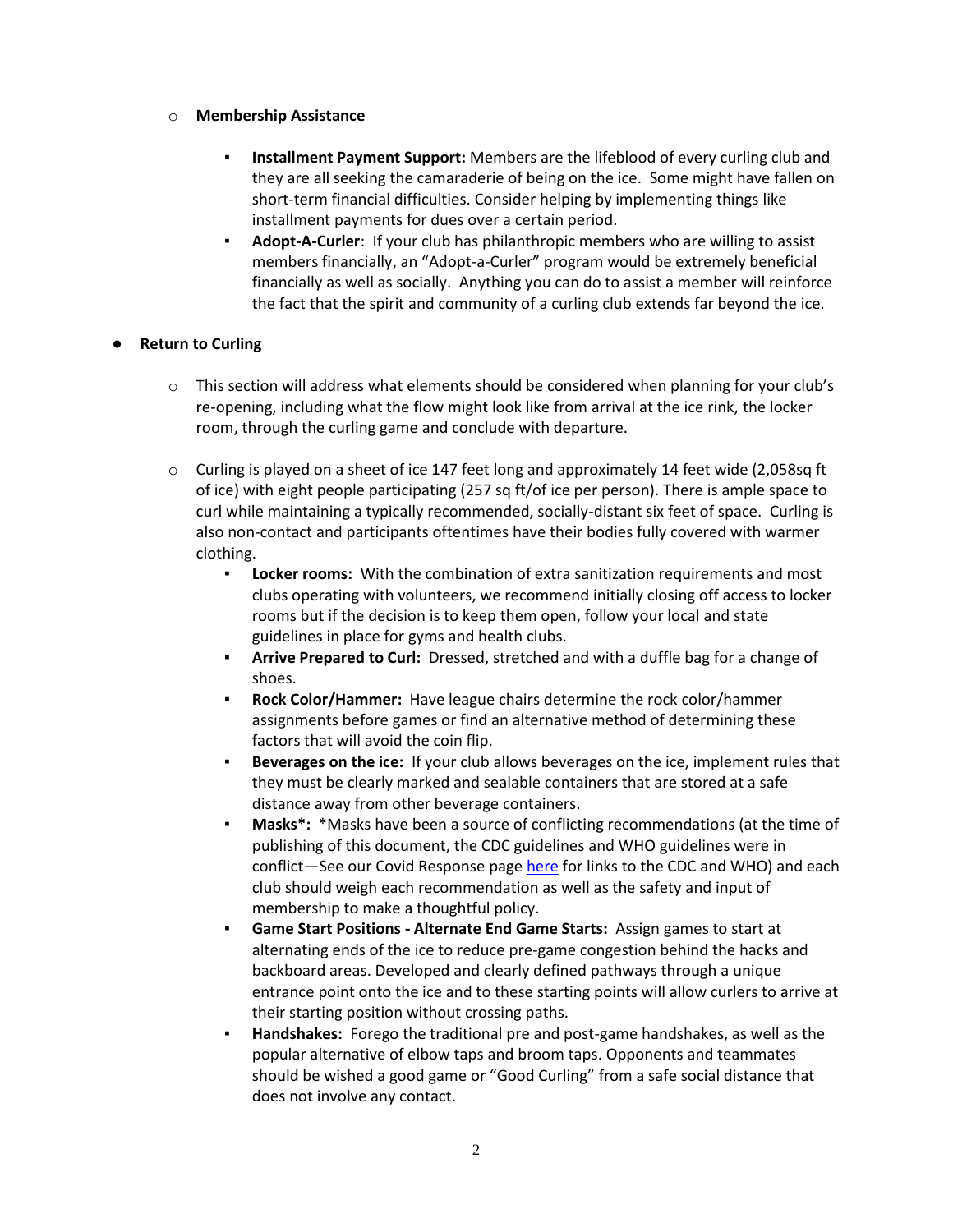- **Membership Assistance**
  - **Installment Payment Support:** Members are the lifeblood of every curling club and they are all seeking the camaraderie of being on the ice. Some might have fallen on short-term financial difficulties. Consider helping by implementing things like installment payments for dues over a certain period.
  - **Adopt-A-Curler**: If your club has philanthropic members who are willing to assist members financially, an "Adopt-a-Curler" program would be extremely beneficial financially as well as socially. Anything you can do to assist a member will reinforce the fact that the spirit and community of a curling club extends far beyond the ice.

- **Return to Curling**
  - This section will address what elements should be considered when planning for your club's re-opening, including what the flow might look like from arrival at the ice rink, the locker room, through the curling game and conclude with departure.
  - Curling is played on a sheet of ice 147 feet long and approximately 14 feet wide (2,058sq ft of ice) with eight people participating (257 sq ft/of ice per person). There is ample space to curl while maintaining a typically recommended, socially-distant six feet of space. Curling is also non-contact and participants oftentimes have their bodies fully covered with warmer clothing.
    - **Locker rooms:** With the combination of extra sanitization requirements and most clubs operating with volunteers, we recommend initially closing off access to locker rooms but if the decision is to keep them open, follow your local and state guidelines in place for gyms and health clubs.
    - **Arrive Prepared to Curl:** Dressed, stretched and with a duffle bag for a change of shoes.
    - **Rock Color/Hammer:** Have league chairs determine the rock color/hammer assignments before games or find an alternative method of determining these factors that will avoid the coin flip.
    - **Beverages on the ice:** If your club allows beverages on the ice, implement rules that they must be clearly marked and sealable containers that are stored at a safe distance away from other beverage containers.
    - **Masks*:** *Masks have been a source of conflicting recommendations (at the time of publishing of this document, the CDC guidelines and WHO guidelines were in conflict—See our Covid Response page here for links to the CDC and WHO) and each club should weigh each recommendation as well as the safety and input of membership to make a thoughtful policy.
    - **Game Start Positions - Alternate End Game Starts:** Assign games to start at alternating ends of the ice to reduce pre-game congestion behind the hacks and backboard areas. Developed and clearly defined pathways through a unique entrance point onto the ice and to these starting points will allow curlers to arrive at their starting position without crossing paths.
    - **Handshakes:** Forego the traditional pre and post-game handshakes, as well as the popular alternative of elbow taps and broom taps. Opponents and teammates should be wished a good game or "Good Curling" from a safe social distance that does not involve any contact.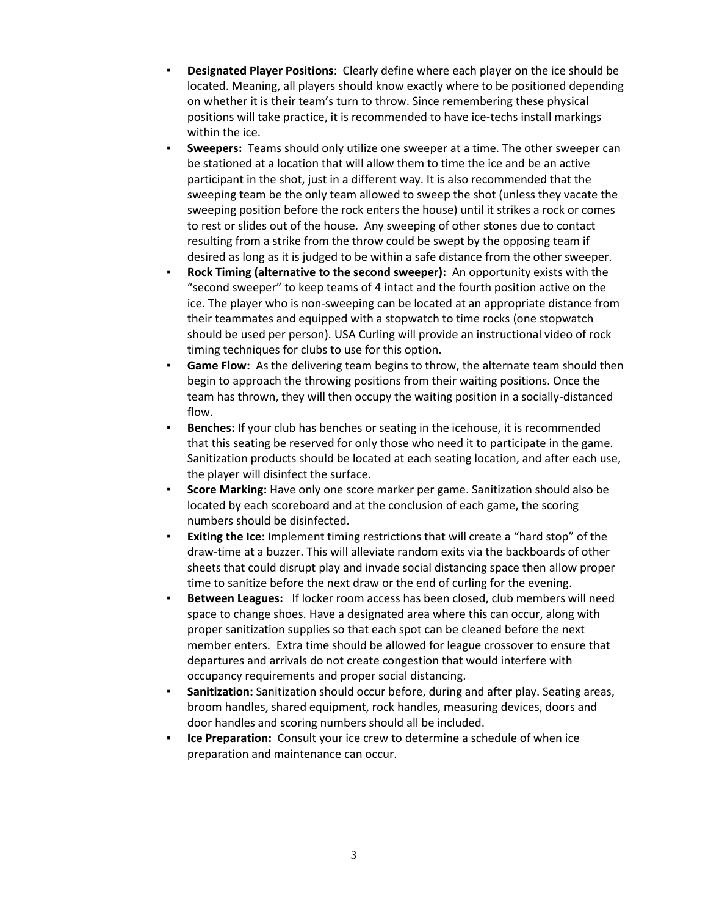- **Designated Player Positions**: Clearly define where each player on the ice should be located. Meaning, all players should know exactly where to be positioned depending on whether it is their team's turn to throw. Since remembering these physical positions will take practice, it is recommended to have ice-techs install markings within the ice.
- **Sweepers:** Teams should only utilize one sweeper at a time. The other sweeper can be stationed at a location that will allow them to time the ice and be an active participant in the shot, just in a different way. It is also recommended that the sweeping team be the only team allowed to sweep the shot (unless they vacate the sweeping position before the rock enters the house) until it strikes a rock or comes to rest or slides out of the house. Any sweeping of other stones due to contact resulting from a strike from the throw could be swept by the opposing team if desired as long as it is judged to be within a safe distance from the other sweeper.
- **Rock Timing (alternative to the second sweeper):** An opportunity exists with the "second sweeper" to keep teams of 4 intact and the fourth position active on the ice. The player who is non-sweeping can be located at an appropriate distance from their teammates and equipped with a stopwatch to time rocks (one stopwatch should be used per person). USA Curling will provide an instructional video of rock timing techniques for clubs to use for this option.
- **Game Flow:** As the delivering team begins to throw, the alternate team should then begin to approach the throwing positions from their waiting positions. Once the team has thrown, they will then occupy the waiting position in a socially-distanced flow.
- **Benches:** If your club has benches or seating in the icehouse, it is recommended that this seating be reserved for only those who need it to participate in the game. Sanitization products should be located at each seating location, and after each use, the player will disinfect the surface.
- **Score Marking:** Have only one score marker per game. Sanitization should also be located by each scoreboard and at the conclusion of each game, the scoring numbers should be disinfected.
- **Exiting the Ice:** Implement timing restrictions that will create a "hard stop" of the draw-time at a buzzer. This will alleviate random exits via the backboards of other sheets that could disrupt play and invade social distancing space then allow proper time to sanitize before the next draw or the end of curling for the evening.
- **Between Leagues:** If locker room access has been closed, club members will need space to change shoes. Have a designated area where this can occur, along with proper sanitization supplies so that each spot can be cleaned before the next member enters. Extra time should be allowed for league crossover to ensure that departures and arrivals do not create congestion that would interfere with occupancy requirements and proper social distancing.
- **Sanitization:** Sanitization should occur before, during and after play. Seating areas, broom handles, shared equipment, rock handles, measuring devices, doors and door handles and scoring numbers should all be included.
- **Ice Preparation:** Consult your ice crew to determine a schedule of when ice preparation and maintenance can occur.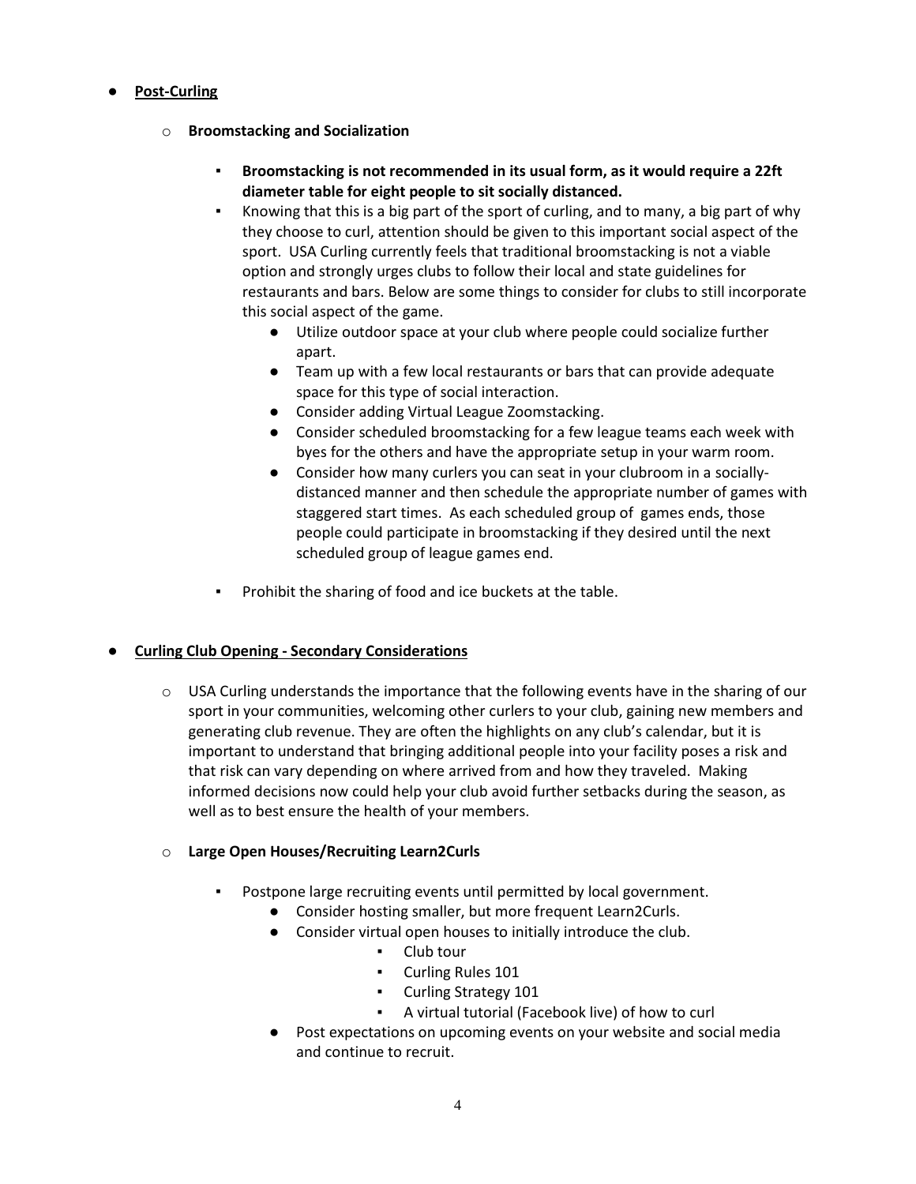- **Post-Curling**

  - **Broomstacking and Socialization**

    - **Broomstacking is not recommended in its usual form, as it would require a 22ft diameter table for eight people to sit socially distanced.**
    - Knowing that this is a big part of the sport of curling, and to many, a big part of why they choose to curl, attention should be given to this important social aspect of the sport. USA Curling currently feels that traditional broomstacking is not a viable option and strongly urges clubs to follow their local and state guidelines for restaurants and bars. Below are some things to consider for clubs to still incorporate this social aspect of the game.
      - Utilize outdoor space at your club where people could socialize further apart.
      - Team up with a few local restaurants or bars that can provide adequate space for this type of social interaction.
      - Consider adding Virtual League Zoomstacking.
      - Consider scheduled broomstacking for a few league teams each week with byes for the others and have the appropriate setup in your warm room.
      - Consider how many curlers you can seat in your clubroom in a socially-distanced manner and then schedule the appropriate number of games with staggered start times. As each scheduled group of games ends, those people could participate in broomstacking if they desired until the next scheduled group of league games end.
    - Prohibit the sharing of food and ice buckets at the table.

- **Curling Club Opening - Secondary Considerations**

  - USA Curling understands the importance that the following events have in the sharing of our sport in your communities, welcoming other curlers to your club, gaining new members and generating club revenue. They are often the highlights on any club's calendar, but it is important to understand that bringing additional people into your facility poses a risk and that risk can vary depending on where arrived from and how they traveled. Making informed decisions now could help your club avoid further setbacks during the season, as well as to best ensure the health of your members.

  - **Large Open Houses/Recruiting Learn2Curls**

    - Postpone large recruiting events until permitted by local government.
      - Consider hosting smaller, but more frequent Learn2Curls.
      - Consider virtual open houses to initially introduce the club.
        - Club tour
        - Curling Rules 101
        - Curling Strategy 101
        - A virtual tutorial (Facebook live) of how to curl
      - Post expectations on upcoming events on your website and social media and continue to recruit.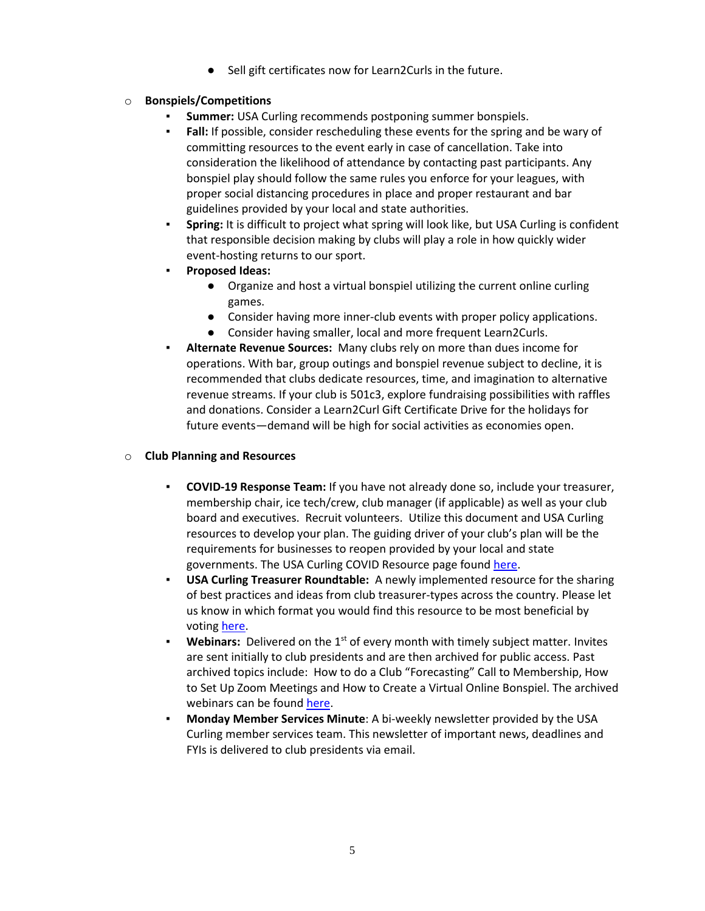- Sell gift certificates now for Learn2Curls in the future.

- **Bonspiels/Competitions**
    - **Summer:** USA Curling recommends postponing summer bonspiels.
    - **Fall:** If possible, consider rescheduling these events for the spring and be wary of committing resources to the event early in case of cancellation. Take into consideration the likelihood of attendance by contacting past participants. Any bonspiel play should follow the same rules you enforce for your leagues, with proper social distancing procedures in place and proper restaurant and bar guidelines provided by your local and state authorities.
    - **Spring:** It is difficult to project what spring will look like, but USA Curling is confident that responsible decision making by clubs will play a role in how quickly wider event-hosting returns to our sport.
    - **Proposed Ideas:**
        - Organize and host a virtual bonspiel utilizing the current online curling games.
        - Consider having more inner-club events with proper policy applications.
        - Consider having smaller, local and more frequent Learn2Curls.
    - **Alternate Revenue Sources:** Many clubs rely on more than dues income for operations. With bar, group outings and bonspiel revenue subject to decline, it is recommended that clubs dedicate resources, time, and imagination to alternative revenue streams. If your club is 501c3, explore fundraising possibilities with raffles and donations. Consider a Learn2Curl Gift Certificate Drive for the holidays for future events—demand will be high for social activities as economies open.

- **Club Planning and Resources**
    - **COVID-19 Response Team:** If you have not already done so, include your treasurer, membership chair, ice tech/crew, club manager (if applicable) as well as your club board and executives. Recruit volunteers. Utilize this document and USA Curling resources to develop your plan. The guiding driver of your club's plan will be the requirements for businesses to reopen provided by your local and state governments. The USA Curling COVID Resource page found here.
    - **USA Curling Treasurer Roundtable:** A newly implemented resource for the sharing of best practices and ideas from club treasurer-types across the country. Please let us know in which format you would find this resource to be most beneficial by voting here.
    - **Webinars:** Delivered on the 1st of every month with timely subject matter. Invites are sent initially to club presidents and are then archived for public access. Past archived topics include: How to do a Club "Forecasting" Call to Membership, How to Set Up Zoom Meetings and How to Create a Virtual Online Bonspiel. The archived webinars can be found here.
    - **Monday Member Services Minute**: A bi-weekly newsletter provided by the USA Curling member services team. This newsletter of important news, deadlines and FYIs is delivered to club presidents via email.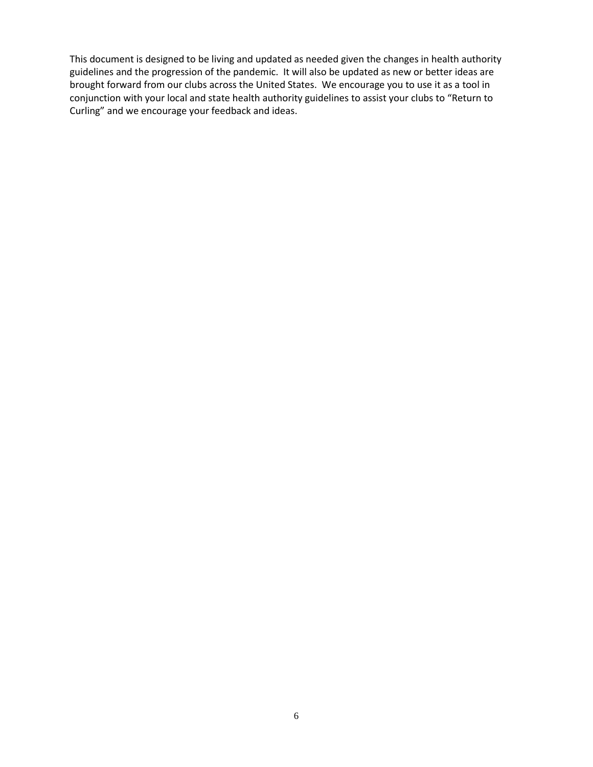This document is designed to be living and updated as needed given the changes in health authority guidelines and the progression of the pandemic. It will also be updated as new or better ideas are brought forward from our clubs across the United States. We encourage you to use it as a tool in conjunction with your local and state health authority guidelines to assist your clubs to "Return to Curling" and we encourage your feedback and ideas.